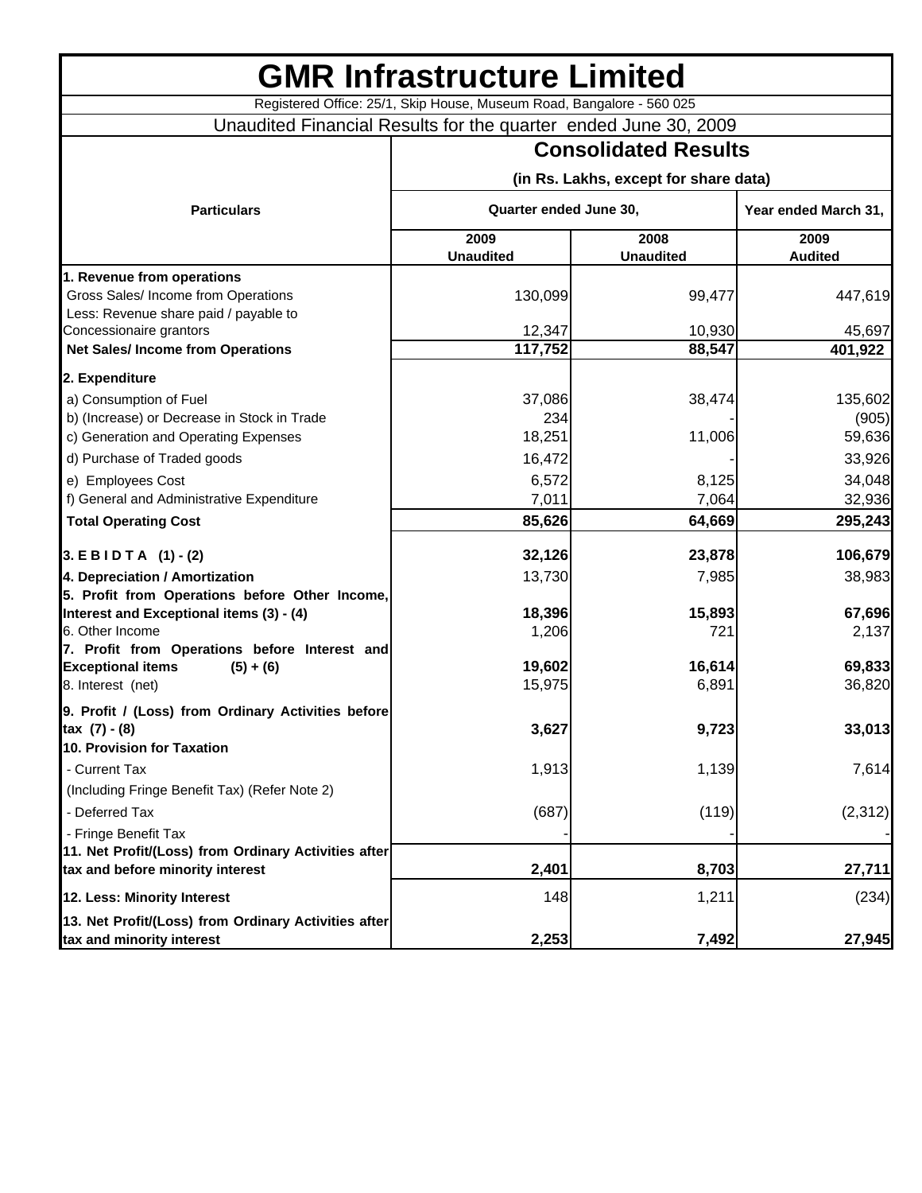# GMR Infrastructure Limited

Registered Office: 25/1, Skip House, Museum Road, Bangalore - 560 025

Unaudited Financial Results for the quarter ended June 30, 2009

| Particulars | Consolidated Results (in Rs. Lakhs, except for share data) | | |
|---|---|---|---|
| | Quarter ended June 30, | | Year ended March 31, |
| | 2009 Unaudited | 2008 Unaudited | 2009 Audited |
| **1. Revenue from operations** | | | |
| Gross Sales/ Income from Operations | 130,099 | 99,477 | 447,619 |
| Less: Revenue share paid / payable to Concessionaire grantors | 12,347 | 10,930 | 45,697 |
| **Net Sales/ Income from Operations** | **117,752** | **88,547** | **401,922** |
| **2. Expenditure** | | | |
| a) Consumption of Fuel | 37,086 | 38,474 | 135,602 |
| b) (Increase) or Decrease in Stock in Trade | 234 | - | (905) |
| c) Generation and Operating Expenses | 18,251 | 11,006 | 59,636 |
| d) Purchase of Traded goods | 16,472 | - | 33,926 |
| e) Employees Cost | 6,572 | 8,125 | 34,048 |
| f) General and Administrative Expenditure | 7,011 | 7,064 | 32,936 |
| **Total Operating Cost** | **85,626** | **64,669** | **295,243** |
| **3. E B I D T A (1) - (2)** | **32,126** | **23,878** | **106,679** |
| **4. Depreciation / Amortization** | 13,730 | 7,985 | 38,983 |
| **5. Profit from Operations before Other Income, Interest and Exceptional items (3) - (4)** | **18,396** | **15,893** | **67,696** |
| 6. Other Income | 1,206 | 721 | 2,137 |
| **7. Profit from Operations before Interest and Exceptional items (5) + (6)** | **19,602** | **16,614** | **69,833** |
| 8. Interest (net) | 15,975 | 6,891 | 36,820 |
| **9. Profit / (Loss) from Ordinary Activities before tax (7) - (8)** | **3,627** | **9,723** | **33,013** |
| **10. Provision for Taxation** | | | |
| - Current Tax | 1,913 | 1,139 | 7,614 |
| (Including Fringe Benefit Tax) (Refer Note 2) | | | |
| - Deferred Tax | (687) | (119) | (2,312) |
| - Fringe Benefit Tax | - | - | - |
| **11. Net Profit/(Loss) from Ordinary Activities after tax and before minority interest** | **2,401** | **8,703** | **27,711** |
| **12. Less: Minority Interest** | 148 | 1,211 | (234) |
| **13. Net Profit/(Loss) from Ordinary Activities after tax and minority interest** | **2,253** | **7,492** | **27,945** |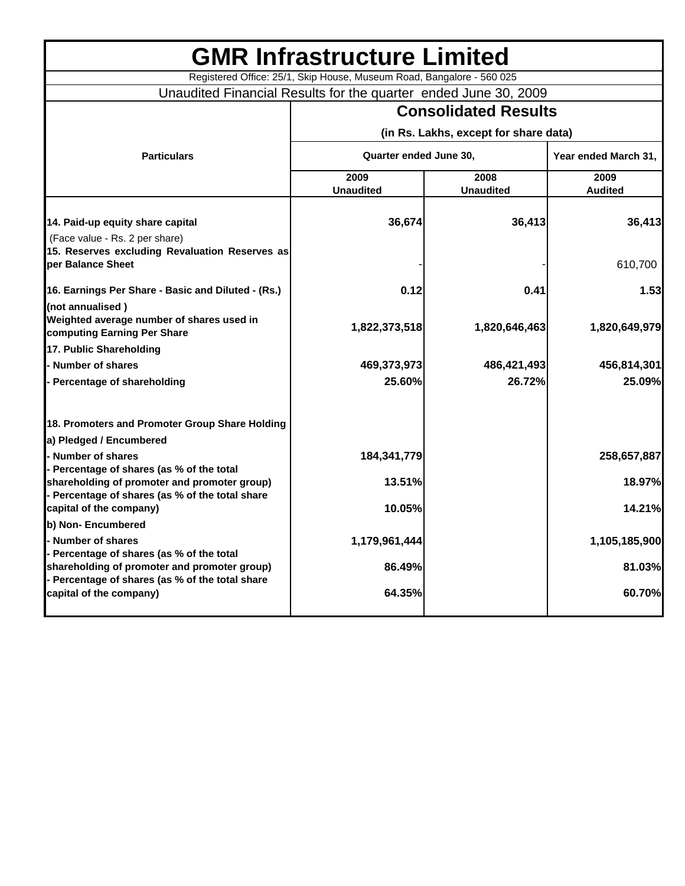# GMR Infrastructure Limited

Registered Office: 25/1, Skip House, Museum Road, Bangalore - 560 025

Unaudited Financial Results for the quarter ended June 30, 2009

| Particulars | Consolidated Results (in Rs. Lakhs, except for share data) | | |
|---|---|---|---|
| | Quarter ended June 30, | | Year ended March 31, |
| | 2009 Unaudited | 2008 Unaudited | 2009 Audited |
| **14. Paid-up equity share capital** | **36,674** | **36,413** | **36,413** |
| (Face value - Rs. 2 per share) | | | |
| **15. Reserves excluding Revaluation Reserves as per Balance Sheet** | - | - | 610,700 |
| **16. Earnings Per Share - Basic and Diluted - (Rs.)** | **0.12** | **0.41** | **1.53** |
| **(not annualised )** | | | |
| **Weighted average number of shares used in computing Earning Per Share** | **1,822,373,518** | **1,820,646,463** | **1,820,649,979** |
| **17. Public Shareholding** | | | |
| **- Number of shares** | **469,373,973** | **486,421,493** | **456,814,301** |
| **- Percentage of shareholding** | **25.60%** | **26.72%** | **25.09%** |
| **18. Promoters and Promoter Group Share Holding** | | | |
| **a) Pledged / Encumbered** | | | |
| **- Number of shares** | **184,341,779** | | **258,657,887** |
| **- Percentage of shares (as % of the total shareholding of promoter and promoter group)** | **13.51%** | | **18.97%** |
| **- Percentage of shares (as % of the total share capital of the company)** | **10.05%** | | **14.21%** |
| **b) Non- Encumbered** | | | |
| **- Number of shares** | **1,179,961,444** | | **1,105,185,900** |
| **- Percentage of shares (as % of the total shareholding of promoter and promoter group)** | **86.49%** | | **81.03%** |
| **- Percentage of shares (as % of the total share capital of the company)** | **64.35%** | | **60.70%** |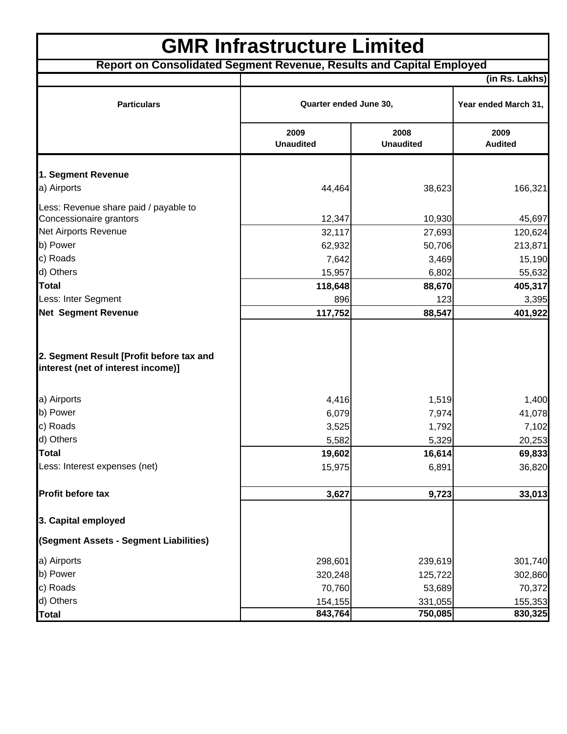# GMR Infrastructure Limited

## Report on Consolidated Segment Revenue, Results and Capital Employed

(in Rs. Lakhs)

| Particulars | Quarter ended June 30, | | Year ended March 31, |
|---|---|---|---|
| | 2009 Unaudited | 2008 Unaudited | 2009 Audited |
| **1. Segment Revenue** | | | |
| a) Airports | 44,464 | 38,623 | 166,321 |
| Less: Revenue share paid / payable to Concessionaire grantors | 12,347 | 10,930 | 45,697 |
| Net Airports Revenue | 32,117 | 27,693 | 120,624 |
| b) Power | 62,932 | 50,706 | 213,871 |
| c) Roads | 7,642 | 3,469 | 15,190 |
| d) Others | 15,957 | 6,802 | 55,632 |
| **Total** | **118,648** | **88,670** | **405,317** |
| Less: Inter Segment | 896 | 123 | 3,395 |
| **Net Segment Revenue** | **117,752** | **88,547** | **401,922** |
| **2. Segment Result [Profit before tax and interest (net of interest income)]** | | | |
| a) Airports | 4,416 | 1,519 | 1,400 |
| b) Power | 6,079 | 7,974 | 41,078 |
| c) Roads | 3,525 | 1,792 | 7,102 |
| d) Others | 5,582 | 5,329 | 20,253 |
| **Total** | **19,602** | **16,614** | **69,833** |
| Less: Interest expenses (net) | 15,975 | 6,891 | 36,820 |
| **Profit before tax** | **3,627** | **9,723** | **33,013** |
| **3. Capital employed** | | | |
| **(Segment Assets - Segment Liabilities)** | | | |
| a) Airports | 298,601 | 239,619 | 301,740 |
| b) Power | 320,248 | 125,722 | 302,860 |
| c) Roads | 70,760 | 53,689 | 70,372 |
| d) Others | 154,155 | 331,055 | 155,353 |
| **Total** | **843,764** | **750,085** | **830,325** |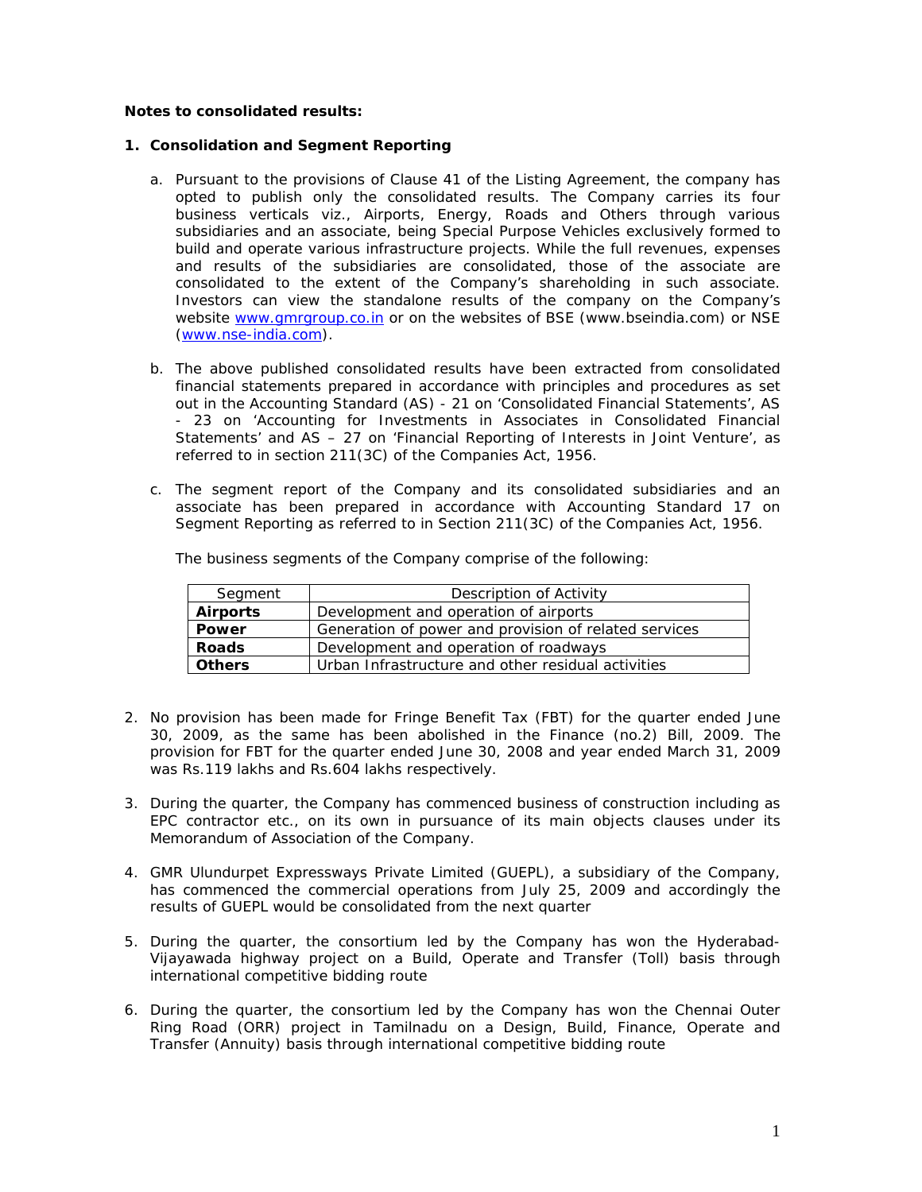**Notes to consolidated results:**

1. **Consolidation and Segment Reporting**

   a. Pursuant to the provisions of Clause 41 of the Listing Agreement, the company has opted to publish only the consolidated results. The Company carries its four business verticals viz., Airports, Energy, Roads and Others through various subsidiaries and an associate, being Special Purpose Vehicles exclusively formed to build and operate various infrastructure projects. While the full revenues, expenses and results of the subsidiaries are consolidated, those of the associate are consolidated to the extent of the Company's shareholding in such associate. Investors can view the standalone results of the company on the Company's website www.gmrgroup.co.in or on the websites of BSE (www.bseindia.com) or NSE (www.nse-india.com).

   b. The above published consolidated results have been extracted from consolidated financial statements prepared in accordance with principles and procedures as set out in the Accounting Standard (AS) - 21 on 'Consolidated Financial Statements', AS - 23 on 'Accounting for Investments in Associates in Consolidated Financial Statements' and AS – 27 on 'Financial Reporting of Interests in Joint Venture', as referred to in section 211(3C) of the Companies Act, 1956.

   c. The segment report of the Company and its consolidated subsidiaries and an associate has been prepared in accordance with Accounting Standard 17 on Segment Reporting as referred to in Section 211(3C) of the Companies Act, 1956.

   The business segments of the Company comprise of the following:

   | Segment | Description of Activity |
   |---|---|
   | **Airports** | Development and operation of airports |
   | **Power** | Generation of power and provision of related services |
   | **Roads** | Development and operation of roadways |
   | **Others** | Urban Infrastructure and other residual activities |

2. No provision has been made for Fringe Benefit Tax (FBT) for the quarter ended June 30, 2009, as the same has been abolished in the Finance (no.2) Bill, 2009. The provision for FBT for the quarter ended June 30, 2008 and year ended March 31, 2009 was Rs.119 lakhs and Rs.604 lakhs respectively.

3. During the quarter, the Company has commenced business of construction including as EPC contractor etc., on its own in pursuance of its main objects clauses under its Memorandum of Association of the Company.

4. GMR Ulundurpet Expressways Private Limited (GUEPL), a subsidiary of the Company, has commenced the commercial operations from July 25, 2009 and accordingly the results of GUEPL would be consolidated from the next quarter

5. During the quarter, the consortium led by the Company has won the Hyderabad-Vijayawada highway project on a Build, Operate and Transfer (Toll) basis through international competitive bidding route

6. During the quarter, the consortium led by the Company has won the Chennai Outer Ring Road (ORR) project in Tamilnadu on a Design, Build, Finance, Operate and Transfer (Annuity) basis through international competitive bidding route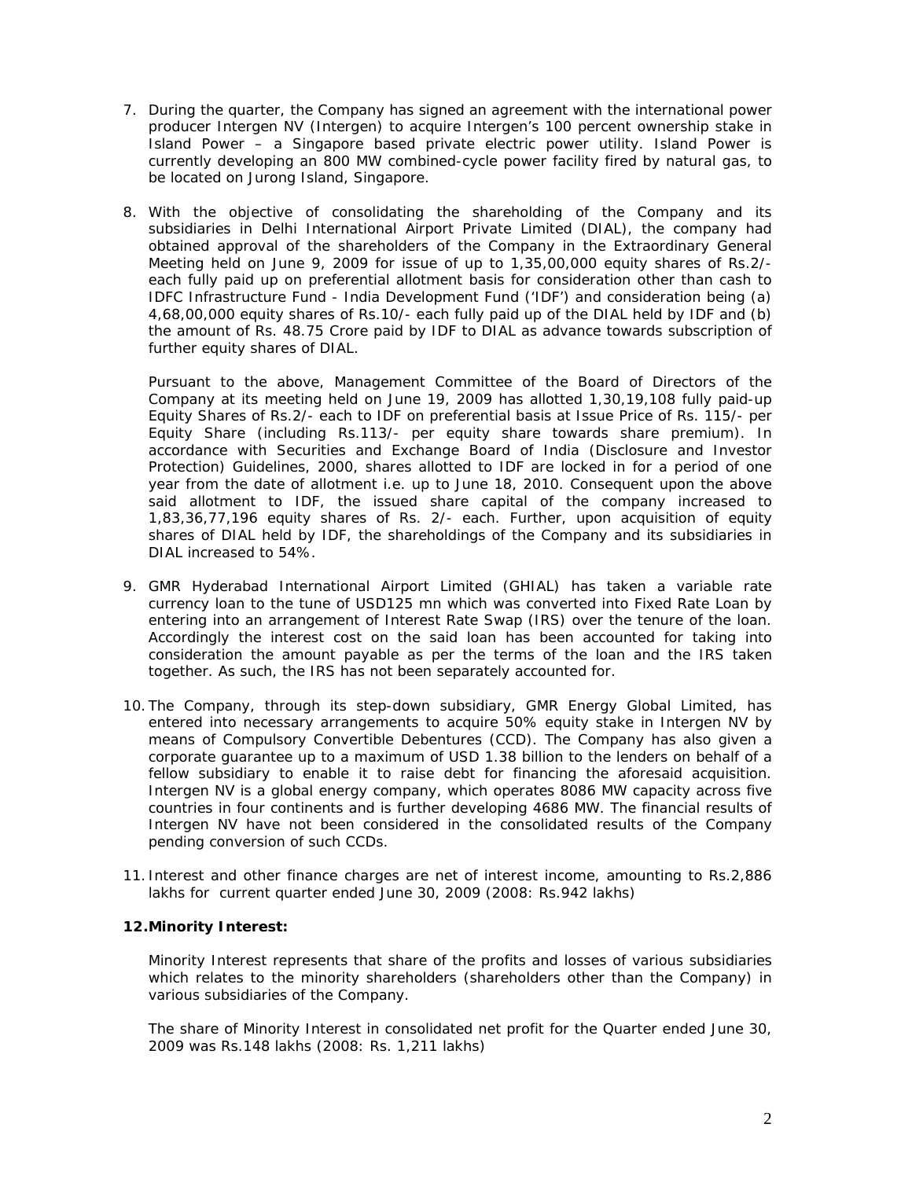7. During the quarter, the Company has signed an agreement with the international power producer Intergen NV (Intergen) to acquire Intergen's 100 percent ownership stake in Island Power – a Singapore based private electric power utility. Island Power is currently developing an 800 MW combined-cycle power facility fired by natural gas, to be located on Jurong Island, Singapore.

8. With the objective of consolidating the shareholding of the Company and its subsidiaries in Delhi International Airport Private Limited (DIAL), the company had obtained approval of the shareholders of the Company in the Extraordinary General Meeting held on June 9, 2009 for issue of up to 1,35,00,000 equity shares of Rs.2/- each fully paid up on preferential allotment basis for consideration other than cash to IDFC Infrastructure Fund - India Development Fund ('IDF') and consideration being (a) 4,68,00,000 equity shares of Rs.10/- each fully paid up of the DIAL held by IDF and (b) the amount of Rs. 48.75 Crore paid by IDF to DIAL as advance towards subscription of further equity shares of DIAL.

   Pursuant to the above, Management Committee of the Board of Directors of the Company at its meeting held on June 19, 2009 has allotted 1,30,19,108 fully paid-up Equity Shares of Rs.2/- each to IDF on preferential basis at Issue Price of Rs. 115/- per Equity Share (including Rs.113/- per equity share towards share premium). In accordance with Securities and Exchange Board of India (Disclosure and Investor Protection) Guidelines, 2000, shares allotted to IDF are locked in for a period of one year from the date of allotment i.e. up to June 18, 2010. Consequent upon the above said allotment to IDF, the issued share capital of the company increased to 1,83,36,77,196 equity shares of Rs. 2/- each. Further, upon acquisition of equity shares of DIAL held by IDF, the shareholdings of the Company and its subsidiaries in DIAL increased to 54%.

9. GMR Hyderabad International Airport Limited (GHIAL) has taken a variable rate currency loan to the tune of USD125 mn which was converted into Fixed Rate Loan by entering into an arrangement of Interest Rate Swap (IRS) over the tenure of the loan. Accordingly the interest cost on the said loan has been accounted for taking into consideration the amount payable as per the terms of the loan and the IRS taken together. As such, the IRS has not been separately accounted for.

10. The Company, through its step-down subsidiary, GMR Energy Global Limited, has entered into necessary arrangements to acquire 50% equity stake in Intergen NV by means of Compulsory Convertible Debentures (CCD). The Company has also given a corporate guarantee up to a maximum of USD 1.38 billion to the lenders on behalf of a fellow subsidiary to enable it to raise debt for financing the aforesaid acquisition. Intergen NV is a global energy company, which operates 8086 MW capacity across five countries in four continents and is further developing 4686 MW. The financial results of Intergen NV have not been considered in the consolidated results of the Company pending conversion of such CCDs.

11. Interest and other finance charges are net of interest income, amounting to Rs.2,886 lakhs for current quarter ended June 30, 2009 (2008: Rs.942 lakhs)

**12. Minority Interest:**

   Minority Interest represents that share of the profits and losses of various subsidiaries which relates to the minority shareholders (shareholders other than the Company) in various subsidiaries of the Company.

   The share of Minority Interest in consolidated net profit for the Quarter ended June 30, 2009 was Rs.148 lakhs (2008: Rs. 1,211 lakhs)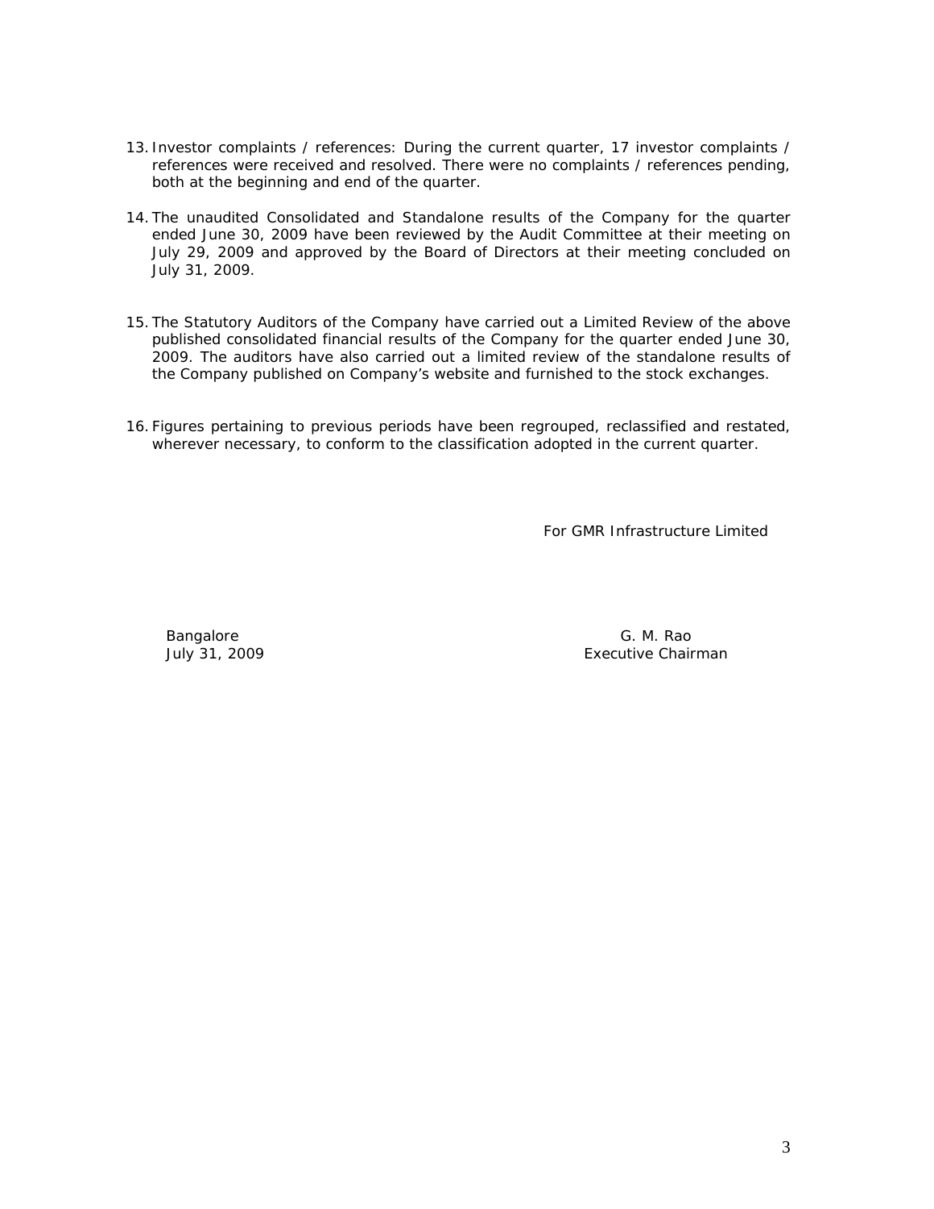13. Investor complaints / references: During the current quarter, 17 investor complaints / references were received and resolved. There were no complaints / references pending, both at the beginning and end of the quarter.

14. The unaudited Consolidated and Standalone results of the Company for the quarter ended June 30, 2009 have been reviewed by the Audit Committee at their meeting on July 29, 2009 and approved by the Board of Directors at their meeting concluded on July 31, 2009.

15. The Statutory Auditors of the Company have carried out a Limited Review of the above published consolidated financial results of the Company for the quarter ended June 30, 2009. The auditors have also carried out a limited review of the standalone results of the Company published on Company's website and furnished to the stock exchanges.

16. Figures pertaining to previous periods have been regrouped, reclassified and restated, wherever necessary, to conform to the classification adopted in the current quarter.

For GMR Infrastructure Limited

Bangalore
July 31, 2009

G. M. Rao
Executive Chairman